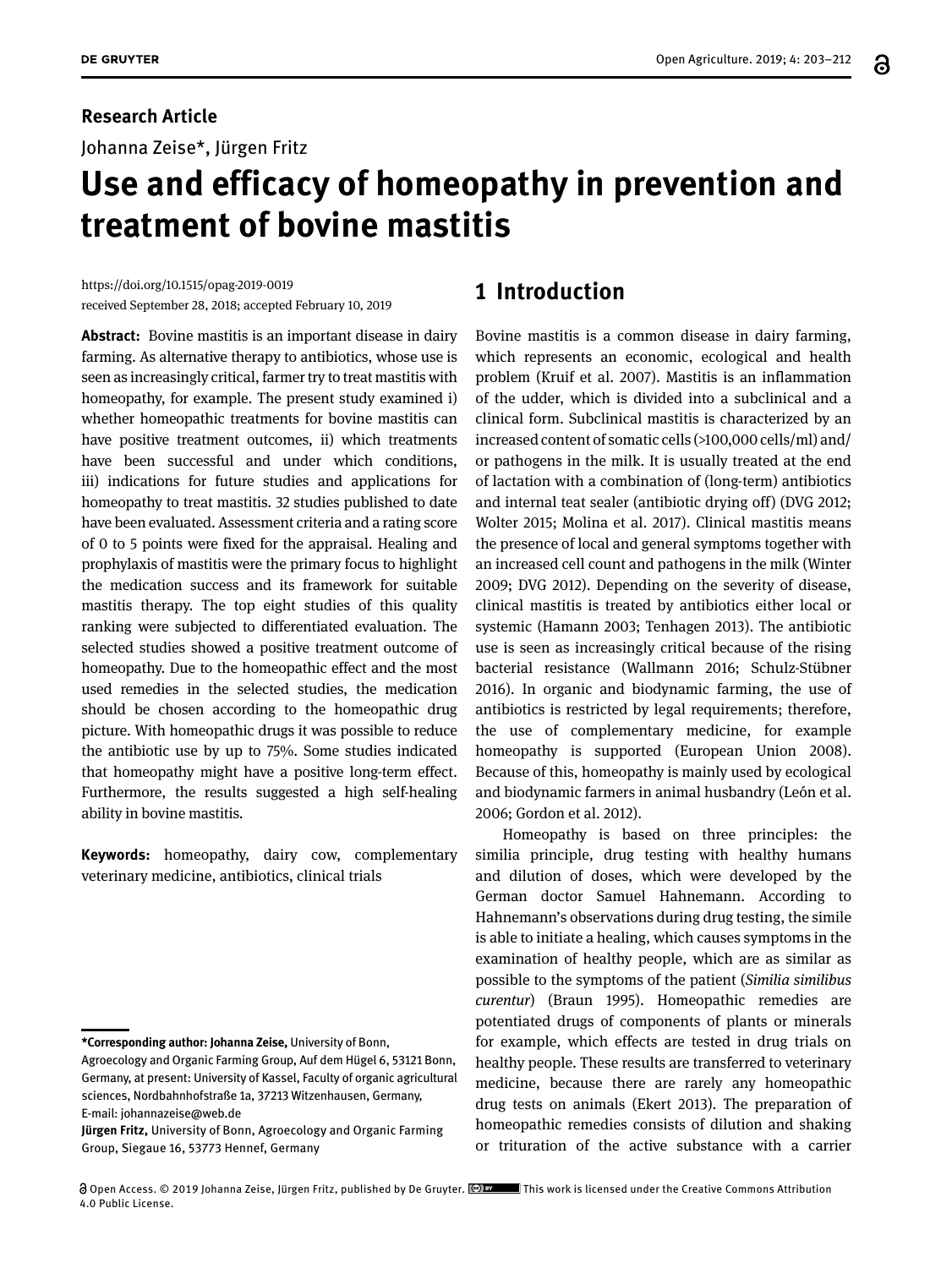**Research Article**

Johanna Zeise*, Jürgen Fritz

# Use and efficacy of homeopathy in prevention and treatment of bovine mastitis

https://doi.org/10.1515/opag-2019-0019
received September 28, 2018; accepted February 10, 2019

**Abstract:** Bovine mastitis is an important disease in dairy farming. As alternative therapy to antibiotics, whose use is seen as increasingly critical, farmer try to treat mastitis with homeopathy, for example. The present study examined i) whether homeopathic treatments for bovine mastitis can have positive treatment outcomes, ii) which treatments have been successful and under which conditions, iii) indications for future studies and applications for homeopathy to treat mastitis. 32 studies published to date have been evaluated. Assessment criteria and a rating score of 0 to 5 points were fixed for the appraisal. Healing and prophylaxis of mastitis were the primary focus to highlight the medication success and its framework for suitable mastitis therapy. The top eight studies of this quality ranking were subjected to differentiated evaluation. The selected studies showed a positive treatment outcome of homeopathy. Due to the homeopathic effect and the most used remedies in the selected studies, the medication should be chosen according to the homeopathic drug picture. With homeopathic drugs it was possible to reduce the antibiotic use by up to 75%. Some studies indicated that homeopathy might have a positive long-term effect. Furthermore, the results suggested a high self-healing ability in bovine mastitis.

**Keywords:** homeopathy, dairy cow, complementary veterinary medicine, antibiotics, clinical trials

**\*Corresponding author: Johanna Zeise,** University of Bonn, Agroecology and Organic Farming Group, Auf dem Hügel 6, 53121 Bonn, Germany, at present: University of Kassel, Faculty of organic agricultural sciences, Nordbahnhofstraße 1a, 37213 Witzenhausen, Germany, E-mail: johannazeise@web.de
**Jürgen Fritz,** University of Bonn, Agroecology and Organic Farming Group, Siegaue 16, 53773 Hennef, Germany

## 1 Introduction

Bovine mastitis is a common disease in dairy farming, which represents an economic, ecological and health problem (Kruif et al. 2007). Mastitis is an inflammation of the udder, which is divided into a subclinical and a clinical form. Subclinical mastitis is characterized by an increased content of somatic cells (>100,000 cells/ml) and/or pathogens in the milk. It is usually treated at the end of lactation with a combination of (long-term) antibiotics and internal teat sealer (antibiotic drying off) (DVG 2012; Wolter 2015; Molina et al. 2017). Clinical mastitis means the presence of local and general symptoms together with an increased cell count and pathogens in the milk (Winter 2009; DVG 2012). Depending on the severity of disease, clinical mastitis is treated by antibiotics either local or systemic (Hamann 2003; Tenhagen 2013). The antibiotic use is seen as increasingly critical because of the rising bacterial resistance (Wallmann 2016; Schulz-Stübner 2016). In organic and biodynamic farming, the use of antibiotics is restricted by legal requirements; therefore, the use of complementary medicine, for example homeopathy is supported (European Union 2008). Because of this, homeopathy is mainly used by ecological and biodynamic farmers in animal husbandry (León et al. 2006; Gordon et al. 2012).

Homeopathy is based on three principles: the similia principle, drug testing with healthy humans and dilution of doses, which were developed by the German doctor Samuel Hahnemann. According to Hahnemann's observations during drug testing, the simile is able to initiate a healing, which causes symptoms in the examination of healthy people, which are as similar as possible to the symptoms of the patient (*Similia similibus curentur*) (Braun 1995). Homeopathic remedies are potentiated drugs of components of plants or minerals for example, which effects are tested in drug trials on healthy people. These results are transferred to veterinary medicine, because there are rarely any homeopathic drug tests on animals (Ekert 2013). The preparation of homeopathic remedies consists of dilution and shaking or trituration of the active substance with a carrier

Open Access. © 2019 Johanna Zeise, Jürgen Fritz, published by De Gruyter. This work is licensed under the Creative Commons Attribution 4.0 Public License.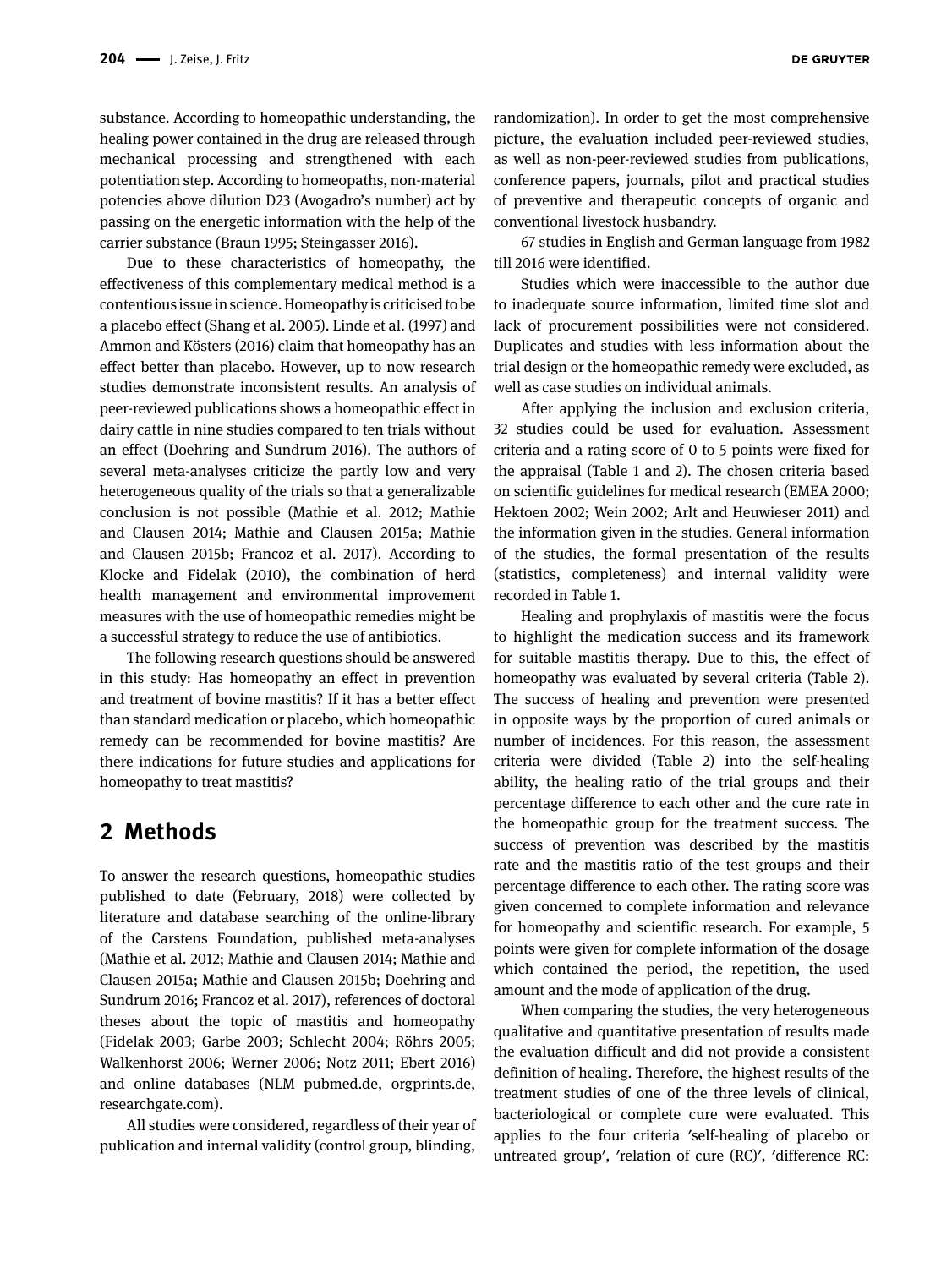substance. According to homeopathic understanding, the healing power contained in the drug are released through mechanical processing and strengthened with each potentiation step. According to homeopaths, non-material potencies above dilution D23 (Avogadro's number) act by passing on the energetic information with the help of the carrier substance (Braun 1995; Steingasser 2016).

Due to these characteristics of homeopathy, the effectiveness of this complementary medical method is a contentious issue in science. Homeopathy is criticised to be a placebo effect (Shang et al. 2005). Linde et al. (1997) and Ammon and Kösters (2016) claim that homeopathy has an effect better than placebo. However, up to now research studies demonstrate inconsistent results. An analysis of peer-reviewed publications shows a homeopathic effect in dairy cattle in nine studies compared to ten trials without an effect (Doehring and Sundrum 2016). The authors of several meta-analyses criticize the partly low and very heterogeneous quality of the trials so that a generalizable conclusion is not possible (Mathie et al. 2012; Mathie and Clausen 2014; Mathie and Clausen 2015a; Mathie and Clausen 2015b; Francoz et al. 2017). According to Klocke and Fidelak (2010), the combination of herd health management and environmental improvement measures with the use of homeopathic remedies might be a successful strategy to reduce the use of antibiotics.

The following research questions should be answered in this study: Has homeopathy an effect in prevention and treatment of bovine mastitis? If it has a better effect than standard medication or placebo, which homeopathic remedy can be recommended for bovine mastitis? Are there indications for future studies and applications for homeopathy to treat mastitis?

## 2 Methods

To answer the research questions, homeopathic studies published to date (February, 2018) were collected by literature and database searching of the online-library of the Carstens Foundation, published meta-analyses (Mathie et al. 2012; Mathie and Clausen 2014; Mathie and Clausen 2015a; Mathie and Clausen 2015b; Doehring and Sundrum 2016; Francoz et al. 2017), references of doctoral theses about the topic of mastitis and homeopathy (Fidelak 2003; Garbe 2003; Schlecht 2004; Röhrs 2005; Walkenhorst 2006; Werner 2006; Notz 2011; Ebert 2016) and online databases (NLM pubmed.de, orgprints.de, researchgate.com).

All studies were considered, regardless of their year of publication and internal validity (control group, blinding, randomization). In order to get the most comprehensive picture, the evaluation included peer-reviewed studies, as well as non-peer-reviewed studies from publications, conference papers, journals, pilot and practical studies of preventive and therapeutic concepts of organic and conventional livestock husbandry.

67 studies in English and German language from 1982 till 2016 were identified.

Studies which were inaccessible to the author due to inadequate source information, limited time slot and lack of procurement possibilities were not considered. Duplicates and studies with less information about the trial design or the homeopathic remedy were excluded, as well as case studies on individual animals.

After applying the inclusion and exclusion criteria, 32 studies could be used for evaluation. Assessment criteria and a rating score of 0 to 5 points were fixed for the appraisal (Table 1 and 2). The chosen criteria based on scientific guidelines for medical research (EMEA 2000; Hektoen 2002; Wein 2002; Arlt and Heuwieser 2011) and the information given in the studies. General information of the studies, the formal presentation of the results (statistics, completeness) and internal validity were recorded in Table 1.

Healing and prophylaxis of mastitis were the focus to highlight the medication success and its framework for suitable mastitis therapy. Due to this, the effect of homeopathy was evaluated by several criteria (Table 2). The success of healing and prevention were presented in opposite ways by the proportion of cured animals or number of incidences. For this reason, the assessment criteria were divided (Table 2) into the self-healing ability, the healing ratio of the trial groups and their percentage difference to each other and the cure rate in the homeopathic group for the treatment success. The success of prevention was described by the mastitis rate and the mastitis ratio of the test groups and their percentage difference to each other. The rating score was given concerned to complete information and relevance for homeopathy and scientific research. For example, 5 points were given for complete information of the dosage which contained the period, the repetition, the used amount and the mode of application of the drug.

When comparing the studies, the very heterogeneous qualitative and quantitative presentation of results made the evaluation difficult and did not provide a consistent definition of healing. Therefore, the highest results of the treatment studies of one of the three levels of clinical, bacteriological or complete cure were evaluated. This applies to the four criteria 'self-healing of placebo or untreated group', 'relation of cure (RC)', 'difference RC: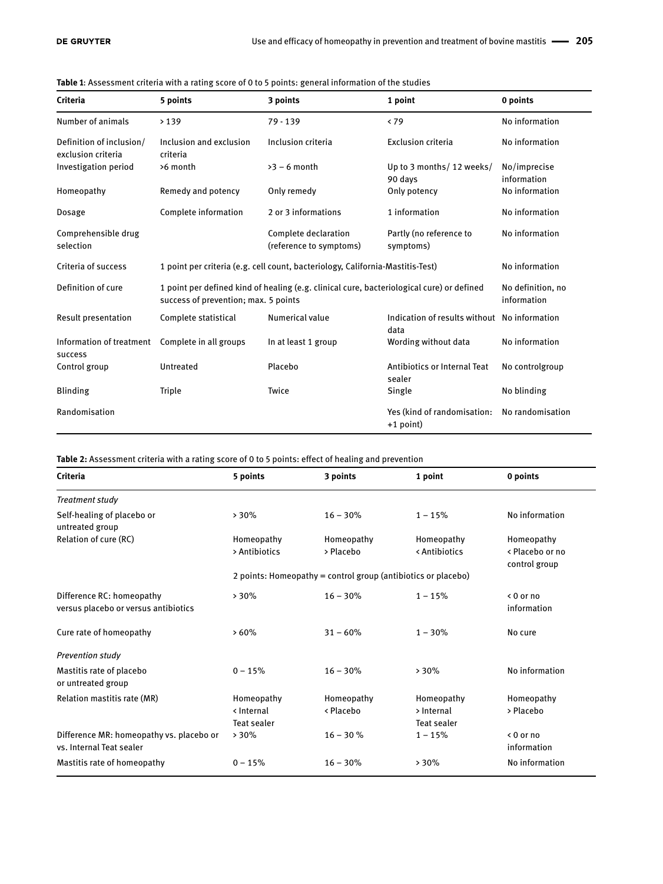**Table 1**: Assessment criteria with a rating score of 0 to 5 points: general information of the studies

| Criteria | 5 points | 3 points | 1 point | 0 points |
|---|---|---|---|---|
| Number of animals | > 139 | 79 - 139 | < 79 | No information |
| Definition of inclusion/ exclusion criteria | Inclusion and exclusion criteria | Inclusion criteria | Exclusion criteria | No information |
| Investigation period | >6 month | >3 – 6 month | Up to 3 months/ 12 weeks/ 90 days | No/imprecise information |
| Homeopathy | Remedy and potency | Only remedy | Only potency | No information |
| Dosage | Complete information | 2 or 3 informations | 1 information | No information |
| Comprehensible drug selection | | Complete declaration (reference to symptoms) | Partly (no reference to symptoms) | No information |
| Criteria of success | 1 point per criteria (e.g. cell count, bacteriology, California-Mastitis-Test) | | | No information |
| Definition of cure | 1 point per defined kind of healing (e.g. clinical cure, bacteriological cure) or defined success of prevention; max. 5 points | | | No definition, no information |
| Result presentation | Complete statistical | Numerical value | Indication of results without data | No information |
| Information of treatment success | Complete in all groups | In at least 1 group | Wording without data | No information |
| Control group | Untreated | Placebo | Antibiotics or Internal Teat sealer | No controlgroup |
| Blinding | Triple | Twice | Single | No blinding |
| Randomisation | | | Yes (kind of randomisation: +1 point) | No randomisation |

**Table 2:** Assessment criteria with a rating score of 0 to 5 points: effect of healing and prevention

| Criteria | 5 points | 3 points | 1 point | 0 points |
|---|---|---|---|---|
| *Treatment study* | | | | |
| Self-healing of placebo or untreated group | > 30% | 16 – 30% | 1 – 15% | No information |
| Relation of cure (RC) | Homeopathy > Antibiotics | Homeopathy > Placebo | Homeopathy < Antibiotics | Homeopathy < Placebo or no control group |
| | 2 points: Homeopathy = control group (antibiotics or placebo) | | | |
| Difference RC: homeopathy versus placebo or versus antibiotics | > 30% | 16 – 30% | 1 – 15% | < 0 or no information |
| Cure rate of homeopathy | > 60% | 31 – 60% | 1 – 30% | No cure |
| *Prevention study* | | | | |
| Mastitis rate of placebo or untreated group | 0 – 15% | 16 – 30% | > 30% | No information |
| Relation mastitis rate (MR) | Homeopathy < Internal Teat sealer | Homeopathy < Placebo | Homeopathy > Internal Teat sealer | Homeopathy > Placebo |
| Difference MR: homeopathy vs. placebo or vs. Internal Teat sealer | > 30% | 16 – 30 % | 1 – 15% | < 0 or no information |
| Mastitis rate of homeopathy | 0 – 15% | 16 – 30% | > 30% | No information |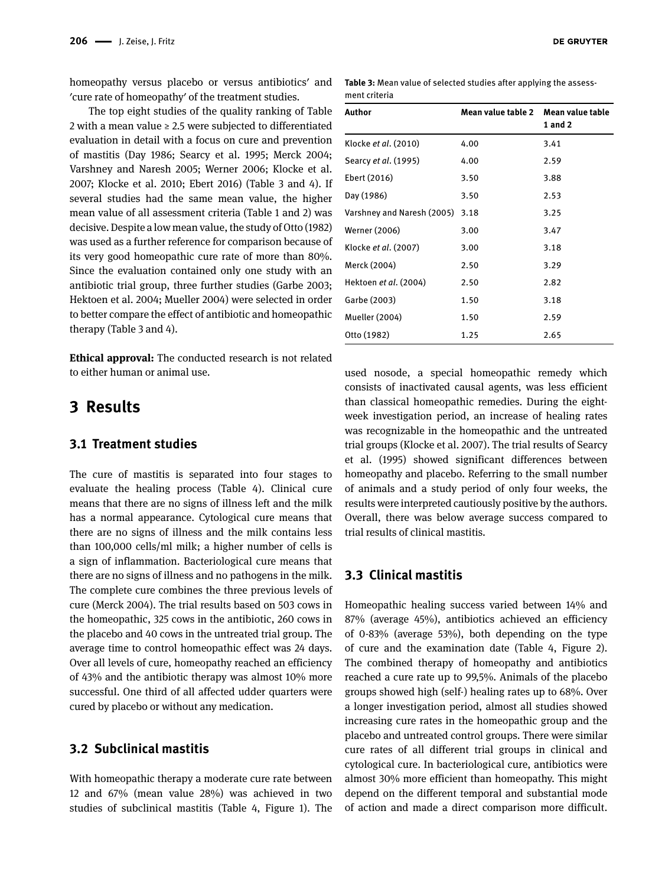homeopathy versus placebo or versus antibiotics' and 'cure rate of homeopathy' of the treatment studies.

The top eight studies of the quality ranking of Table 2 with a mean value ≥ 2.5 were subjected to differentiated evaluation in detail with a focus on cure and prevention of mastitis (Day 1986; Searcy et al. 1995; Merck 2004; Varshney and Naresh 2005; Werner 2006; Klocke et al. 2007; Klocke et al. 2010; Ebert 2016) (Table 3 and 4). If several studies had the same mean value, the higher mean value of all assessment criteria (Table 1 and 2) was decisive. Despite a low mean value, the study of Otto (1982) was used as a further reference for comparison because of its very good homeopathic cure rate of more than 80%. Since the evaluation contained only one study with an antibiotic trial group, three further studies (Garbe 2003; Hektoen et al. 2004; Mueller 2004) were selected in order to better compare the effect of antibiotic and homeopathic therapy (Table 3 and 4).

**Ethical approval:** The conducted research is not related to either human or animal use.

**Table 3:** Mean value of selected studies after applying the assessment criteria

| Author | Mean value table 2 | Mean value table 1 and 2 |
|---|---|---|
| Klocke *et al*. (2010) | 4.00 | 3.41 |
| Searcy *et al*. (1995) | 4.00 | 2.59 |
| Ebert (2016) | 3.50 | 3.88 |
| Day (1986) | 3.50 | 2.53 |
| Varshney and Naresh (2005) | 3.18 | 3.25 |
| Werner (2006) | 3.00 | 3.47 |
| Klocke *et al*. (2007) | 3.00 | 3.18 |
| Merck (2004) | 2.50 | 3.29 |
| Hektoen *et al*. (2004) | 2.50 | 2.82 |
| Garbe (2003) | 1.50 | 3.18 |
| Mueller (2004) | 1.50 | 2.59 |
| Otto (1982) | 1.25 | 2.65 |

# 3 Results

## 3.1 Treatment studies

The cure of mastitis is separated into four stages to evaluate the healing process (Table 4). Clinical cure means that there are no signs of illness left and the milk has a normal appearance. Cytological cure means that there are no signs of illness and the milk contains less than 100,000 cells/ml milk; a higher number of cells is a sign of inflammation. Bacteriological cure means that there are no signs of illness and no pathogens in the milk. The complete cure combines the three previous levels of cure (Merck 2004). The trial results based on 503 cows in the homeopathic, 325 cows in the antibiotic, 260 cows in the placebo and 40 cows in the untreated trial group. The average time to control homeopathic effect was 24 days. Over all levels of cure, homeopathy reached an efficiency of 43% and the antibiotic therapy was almost 10% more successful. One third of all affected udder quarters were cured by placebo or without any medication.

## 3.2 Subclinical mastitis

With homeopathic therapy a moderate cure rate between 12 and 67% (mean value 28%) was achieved in two studies of subclinical mastitis (Table 4, Figure 1). The used nosode, a special homeopathic remedy which consists of inactivated causal agents, was less efficient than classical homeopathic remedies. During the eight-week investigation period, an increase of healing rates was recognizable in the homeopathic and the untreated trial groups (Klocke et al. 2007). The trial results of Searcy et al. (1995) showed significant differences between homeopathy and placebo. Referring to the small number of animals and a study period of only four weeks, the results were interpreted cautiously positive by the authors. Overall, there was below average success compared to trial results of clinical mastitis.

## 3.3 Clinical mastitis

Homeopathic healing success varied between 14% and 87% (average 45%), antibiotics achieved an efficiency of 0-83% (average 53%), both depending on the type of cure and the examination date (Table 4, Figure 2). The combined therapy of homeopathy and antibiotics reached a cure rate up to 99,5%. Animals of the placebo groups showed high (self-) healing rates up to 68%. Over a longer investigation period, almost all studies showed increasing cure rates in the homeopathic group and the placebo and untreated control groups. There were similar cure rates of all different trial groups in clinical and cytological cure. In bacteriological cure, antibiotics were almost 30% more efficient than homeopathy. This might depend on the different temporal and substantial mode of action and made a direct comparison more difficult.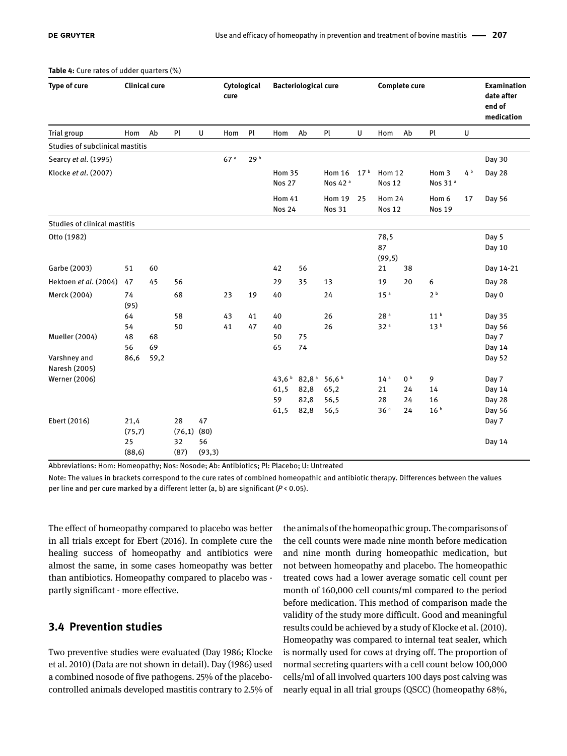**Table 4:** Cure rates of udder quarters (%)

| Type of cure | Clinical cure | | | | Cytological cure | | Bacteriological cure | | | | Complete cure | | | | Examination date after end of medication |
|---|---|---|---|---|---|---|---|---|---|---|---|---|---|---|---|
| Trial group | Hom | Ab | Pl | U | Hom | Pl | Hom | Ab | Pl | U | Hom | Ab | Pl | U | |
| Studies of subclinical mastitis | | | | | | | | | | | | | | | |
| Searcy *et al*. (1995) | | | | | 67 [a] | 29 [b] | | | | | | | | | Day 30 |
| Klocke *et al*. (2007) | | | | | | | Hom 35 Nos 27 | | Hom 16 Nos 42 [a] | 17 [b] | Hom 12 Nos 12 | | Hom 3 Nos 31 [a] | 4 [b] | Day 28 |
| | | | | | | | Hom 41 Nos 24 | | Hom 19 Nos 31 | 25 | Hom 24 Nos 12 | | Hom 6 Nos 19 | 17 | Day 56 |
| Studies of clinical mastitis | | | | | | | | | | | | | | | |
| Otto (1982) | | | | | | | | | | | 78,5 | | | | Day 5 |
| | | | | | | | | | | | 87 (99,5) | | | | Day 10 |
| Garbe (2003) | 51 | 60 | | | | | 42 | 56 | | | 21 | 38 | | | Day 14-21 |
| Hektoen *et al*. (2004) | 47 | 45 | 56 | | | | 29 | 35 | 13 | | 19 | 20 | 6 | | Day 28 |
| Merck (2004) | 74 (95) | | 68 | | 23 | 19 | 40 | | 24 | | 15 [a] | | 2 [b] | | Day 0 |
| | 64 | | 58 | | 43 | 41 | 40 | | 26 | | 28 [a] | | 11 [b] | | Day 35 |
| | 54 | | 50 | | 41 | 47 | 40 | | 26 | | 32 [a] | | 13 [b] | | Day 56 |
| Mueller (2004) | 48 | 68 | | | | | 50 | 75 | | | | | | | Day 7 |
| | 56 | 69 | | | | | 65 | 74 | | | | | | | Day 14 |
| Varshney and Naresh (2005) | 86,6 | 59,2 | | | | | | | | | | | | | Day 52 |
| Werner (2006) | | | | | | | 43,6 [b] | 82,8 [a] | 56,6 [b] | | 14 [a] | 0 [b] | 9 | | Day 7 |
| | | | | | | | 61,5 | 82,8 | 65,2 | | 21 | 24 | 14 | | Day 14 |
| | | | | | | | 59 | 82,8 | 56,5 | | 28 | 24 | 16 | | Day 28 |
| | | | | | | | 61,5 | 82,8 | 56,5 | | 36 [a] | 24 | 16 [b] | | Day 56 |
| Ebert (2016) | 21,4 (75,7) | | 28 (76,1) | 47 (80) | | | | | | | | | | | Day 7 |
| | 25 (88,6) | | 32 (87) | 56 (93,3) | | | | | | | | | | | Day 14 |

Abbreviations: Hom: Homeopathy; Nos: Nosode; Ab: Antibiotics; Pl: Placebo; U: Untreated

Note: The values in brackets correspond to the cure rates of combined homeopathic and antibiotic therapy. Differences between the values per line and per cure marked by a different letter (a, b) are significant ($P < 0.05$).

The effect of homeopathy compared to placebo was better in all trials except for Ebert (2016). In complete cure the healing success of homeopathy and antibiotics were almost the same, in some cases homeopathy was better than antibiotics. Homeopathy compared to placebo was - partly significant - more effective.

## 3.4 Prevention studies

Two preventive studies were evaluated (Day 1986; Klocke et al. 2010) (Data are not shown in detail). Day (1986) used a combined nosode of five pathogens. 25% of the placebo-controlled animals developed mastitis contrary to 2.5% of the animals of the homeopathic group. The comparisons of the cell counts were made nine month before medication and nine month during homeopathic medication, but not between homeopathy and placebo. The homeopathic treated cows had a lower average somatic cell count per month of 160,000 cell counts/ml compared to the period before medication. This method of comparison made the validity of the study more difficult. Good and meaningful results could be achieved by a study of Klocke et al. (2010). Homeopathy was compared to internal teat sealer, which is normally used for cows at drying off. The proportion of normal secreting quarters with a cell count below 100,000 cells/ml of all involved quarters 100 days post calving was nearly equal in all trial groups (QSCC) (homeopathy 68%,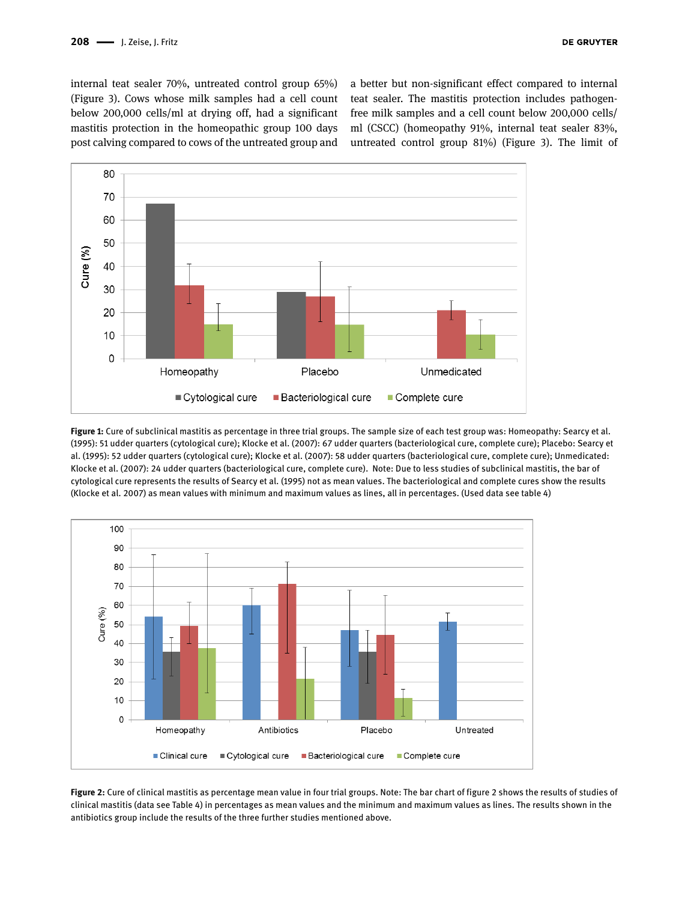internal teat sealer 70%, untreated control group 65%) (Figure 3). Cows whose milk samples had a cell count below 200,000 cells/ml at drying off, had a significant mastitis protection in the homeopathic group 100 days post calving compared to cows of the untreated group and a better but non-significant effect compared to internal teat sealer. The mastitis protection includes pathogen-free milk samples and a cell count below 200,000 cells/ml (CSCC) (homeopathy 91%, internal teat sealer 83%, untreated control group 81%) (Figure 3). The limit of

**Figure 1:** Cure of subclinical mastitis as percentage in three trial groups. The sample size of each test group was: Homeopathy: Searcy et al. (1995): 51 udder quarters (cytological cure); Klocke et al. (2007): 67 udder quarters (bacteriological cure, complete cure); Placebo: Searcy et al. (1995): 52 udder quarters (cytological cure); Klocke et al. (2007): 58 udder quarters (bacteriological cure, complete cure); Unmedicated: Klocke et al. (2007): 24 udder quarters (bacteriological cure, complete cure). Note: Due to less studies of subclinical mastitis, the bar of cytological cure represents the results of Searcy et al. (1995) not as mean values. The bacteriological and complete cures show the results (Klocke et al. 2007) as mean values with minimum and maximum values as lines, all in percentages. (Used data see table 4)

**Figure 2:** Cure of clinical mastitis as percentage mean value in four trial groups. Note: The bar chart of figure 2 shows the results of studies of clinical mastitis (data see Table 4) in percentages as mean values and the minimum and maximum values as lines. The results shown in the antibiotics group include the results of the three further studies mentioned above.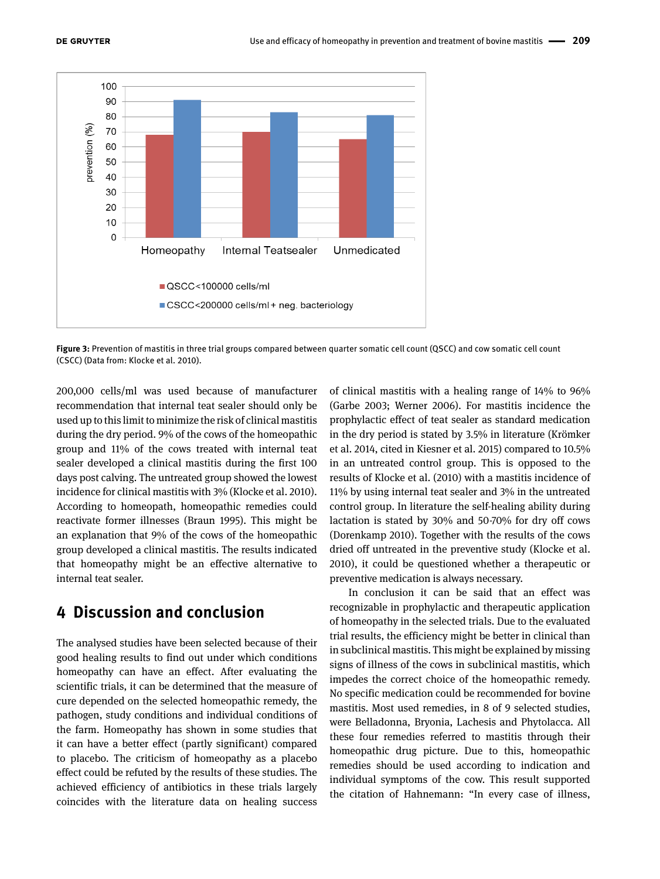**Figure 3:** Prevention of mastitis in three trial groups compared between quarter somatic cell count (QSCC) and cow somatic cell count (CSCC) (Data from: Klocke et al. 2010).

200,000 cells/ml was used because of manufacturer recommendation that internal teat sealer should only be used up to this limit to minimize the risk of clinical mastitis during the dry period. 9% of the cows of the homeopathic group and 11% of the cows treated with internal teat sealer developed a clinical mastitis during the first 100 days post calving. The untreated group showed the lowest incidence for clinical mastitis with 3% (Klocke et al. 2010). According to homeopath, homeopathic remedies could reactivate former illnesses (Braun 1995). This might be an explanation that 9% of the cows of the homeopathic group developed a clinical mastitis. The results indicated that homeopathy might be an effective alternative to internal teat sealer.

## 4 Discussion and conclusion

The analysed studies have been selected because of their good healing results to find out under which conditions homeopathy can have an effect. After evaluating the scientific trials, it can be determined that the measure of cure depended on the selected homeopathic remedy, the pathogen, study conditions and individual conditions of the farm. Homeopathy has shown in some studies that it can have a better effect (partly significant) compared to placebo. The criticism of homeopathy as a placebo effect could be refuted by the results of these studies. The achieved efficiency of antibiotics in these trials largely coincides with the literature data on healing success of clinical mastitis with a healing range of 14% to 96% (Garbe 2003; Werner 2006). For mastitis incidence the prophylactic effect of teat sealer as standard medication in the dry period is stated by 3.5% in literature (Krömker et al. 2014, cited in Kiesner et al. 2015) compared to 10.5% in an untreated control group. This is opposed to the results of Klocke et al. (2010) with a mastitis incidence of 11% by using internal teat sealer and 3% in the untreated control group. In literature the self-healing ability during lactation is stated by 30% and 50-70% for dry off cows (Dorenkamp 2010). Together with the results of the cows dried off untreated in the preventive study (Klocke et al. 2010), it could be questioned whether a therapeutic or preventive medication is always necessary.

In conclusion it can be said that an effect was recognizable in prophylactic and therapeutic application of homeopathy in the selected trials. Due to the evaluated trial results, the efficiency might be better in clinical than in subclinical mastitis. This might be explained by missing signs of illness of the cows in subclinical mastitis, which impedes the correct choice of the homeopathic remedy. No specific medication could be recommended for bovine mastitis. Most used remedies, in 8 of 9 selected studies, were Belladonna, Bryonia, Lachesis and Phytolacca. All these four remedies referred to mastitis through their homeopathic drug picture. Due to this, homeopathic remedies should be used according to indication and individual symptoms of the cow. This result supported the citation of Hahnemann: "In every case of illness,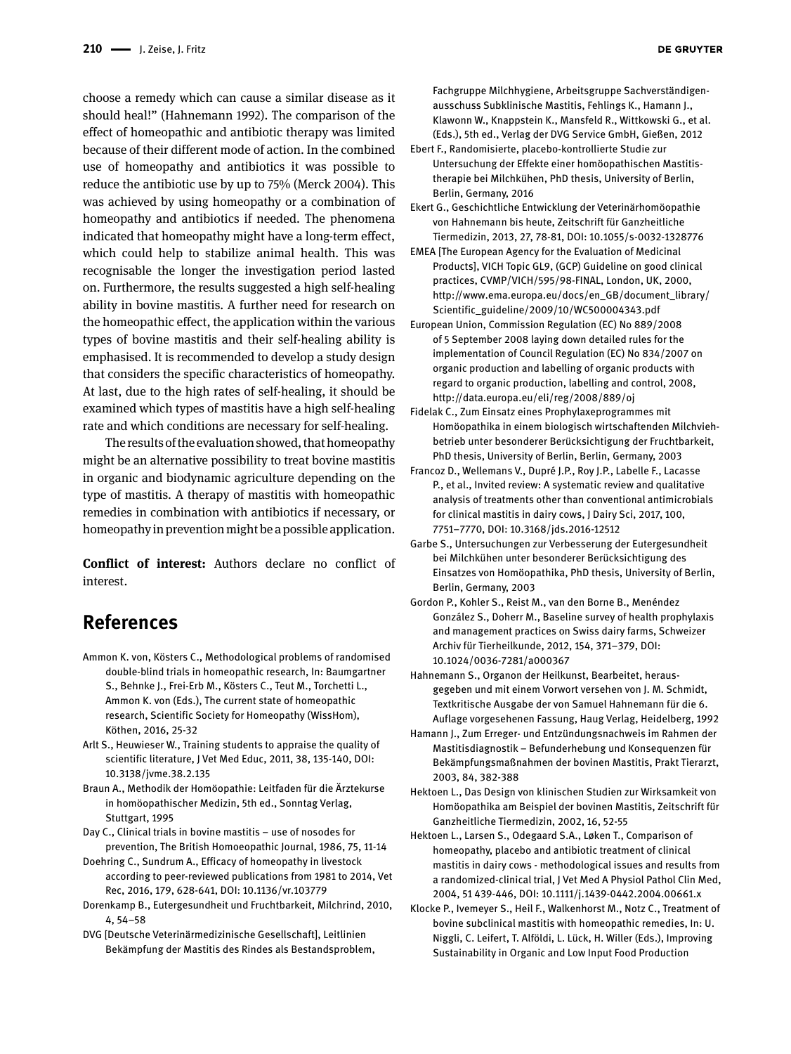choose a remedy which can cause a similar disease as it should heal!" (Hahnemann 1992). The comparison of the effect of homeopathic and antibiotic therapy was limited because of their different mode of action. In the combined use of homeopathy and antibiotics it was possible to reduce the antibiotic use by up to 75% (Merck 2004). This was achieved by using homeopathy or a combination of homeopathy and antibiotics if needed. The phenomena indicated that homeopathy might have a long-term effect, which could help to stabilize animal health. This was recognisable the longer the investigation period lasted on. Furthermore, the results suggested a high self-healing ability in bovine mastitis. A further need for research on the homeopathic effect, the application within the various types of bovine mastitis and their self-healing ability is emphasised. It is recommended to develop a study design that considers the specific characteristics of homeopathy. At last, due to the high rates of self-healing, it should be examined which types of mastitis have a high self-healing rate and which conditions are necessary for self-healing.

The results of the evaluation showed, that homeopathy might be an alternative possibility to treat bovine mastitis in organic and biodynamic agriculture depending on the type of mastitis. A therapy of mastitis with homeopathic remedies in combination with antibiotics if necessary, or homeopathy in prevention might be a possible application.

**Conflict of interest:** Authors declare no conflict of interest.

## References

Ammon K. von, Kösters C., Methodological problems of randomised double-blind trials in homeopathic research, In: Baumgartner S., Behnke J., Frei-Erb M., Kösters C., Teut M., Torchetti L., Ammon K. von (Eds.), The current state of homeopathic research, Scientific Society for Homeopathy (WissHom), Köthen, 2016, 25-32

Arlt S., Heuwieser W., Training students to appraise the quality of scientific literature, J Vet Med Educ, 2011, 38, 135-140, DOI: 10.3138/jvme.38.2.135

Braun A., Methodik der Homöopathie: Leitfaden für die Ärztekurse in homöopathischer Medizin, 5th ed., Sonntag Verlag, Stuttgart, 1995

Day C., Clinical trials in bovine mastitis – use of nosodes for prevention, The British Homoeopathic Journal, 1986, 75, 11-14

Doehring C., Sundrum A., Efficacy of homeopathy in livestock according to peer-reviewed publications from 1981 to 2014, Vet Rec, 2016, 179, 628-641, DOI: 10.1136/vr.103779

Dorenkamp B., Eutergesundheit und Fruchtbarkeit, Milchrind, 2010, 4, 54–58

DVG [Deutsche Veterinärmedizinische Gesellschaft], Leitlinien Bekämpfung der Mastitis des Rindes als Bestandsproblem, Fachgruppe Milchhygiene, Arbeitsgruppe Sachverständigenausschuss Subklinische Mastitis, Fehlings K., Hamann J., Klawonn W., Knappstein K., Mansfeld R., Wittkowski G., et al. (Eds.), 5th ed., Verlag der DVG Service GmbH, Gießen, 2012

Ebert F., Randomisierte, placebo-kontrollierte Studie zur Untersuchung der Effekte einer homöopathischen Mastitistherapie bei Milchkühen, PhD thesis, University of Berlin, Berlin, Germany, 2016

Ekert G., Geschichtliche Entwicklung der Veterinärhomöopathie von Hahnemann bis heute, Zeitschrift für Ganzheitliche Tiermedizin, 2013, 27, 78-81, DOI: 10.1055/s-0032-1328776

EMEA [The European Agency for the Evaluation of Medicinal Products], VICH Topic GL9, (GCP) Guideline on good clinical practices, CVMP/VICH/595/98-FINAL, London, UK, 2000, http://www.ema.europa.eu/docs/en_GB/document_library/Scientific_guideline/2009/10/WC500004343.pdf

European Union, Commission Regulation (EC) No 889/2008 of 5 September 2008 laying down detailed rules for the implementation of Council Regulation (EC) No 834/2007 on organic production and labelling of organic products with regard to organic production, labelling and control, 2008, http://data.europa.eu/eli/reg/2008/889/oj

Fidelak C., Zum Einsatz eines Prophylaxeprogrammes mit Homöopathika in einem biologisch wirtschaftenden Milchviehbetrieb unter besonderer Berücksichtigung der Fruchtbarkeit, PhD thesis, University of Berlin, Berlin, Germany, 2003

Francoz D., Wellemans V., Dupré J.P., Roy J.P., Labelle F., Lacasse P., et al., Invited review: A systematic review and qualitative analysis of treatments other than conventional antimicrobials for clinical mastitis in dairy cows, J Dairy Sci, 2017, 100, 7751–7770, DOI: 10.3168/jds.2016-12512

Garbe S., Untersuchungen zur Verbesserung der Eutergesundheit bei Milchkühen unter besonderer Berücksichtigung des Einsatzes von Homöopathika, PhD thesis, University of Berlin, Berlin, Germany, 2003

Gordon P., Kohler S., Reist M., van den Borne B., Menéndez González S., Doherr M., Baseline survey of health prophylaxis and management practices on Swiss dairy farms, Schweizer Archiv für Tierheilkunde, 2012, 154, 371–379, DOI: 10.1024/0036-7281/a000367

Hahnemann S., Organon der Heilkunst, Bearbeitet, herausgegeben und mit einem Vorwort versehen von J. M. Schmidt, Textkritische Ausgabe der von Samuel Hahnemann für die 6. Auflage vorgesehenen Fassung, Haug Verlag, Heidelberg, 1992

Hamann J., Zum Erreger- und Entzündungsnachweis im Rahmen der Mastitisdiagnostik – Befunderhebung und Konsequenzen für Bekämpfungsmaßnahmen der bovinen Mastitis, Prakt Tierarzt, 2003, 84, 382-388

Hektoen L., Das Design von klinischen Studien zur Wirksamkeit von Homöopathika am Beispiel der bovinen Mastitis, Zeitschrift für Ganzheitliche Tiermedizin, 2002, 16, 52-55

Hektoen L., Larsen S., Odegaard S.A., Løken T., Comparison of homeopathy, placebo and antibiotic treatment of clinical mastitis in dairy cows - methodological issues and results from a randomized-clinical trial, J Vet Med A Physiol Pathol Clin Med, 2004, 51 439-446, DOI: 10.1111/j.1439-0442.2004.00661.x

Klocke P., Ivemeyer S., Heil F., Walkenhorst M., Notz C., Treatment of bovine subclinical mastitis with homeopathic remedies, In: U. Niggli, C. Leifert, T. Alföldi, L. Lück, H. Willer (Eds.), Improving Sustainability in Organic and Low Input Food Production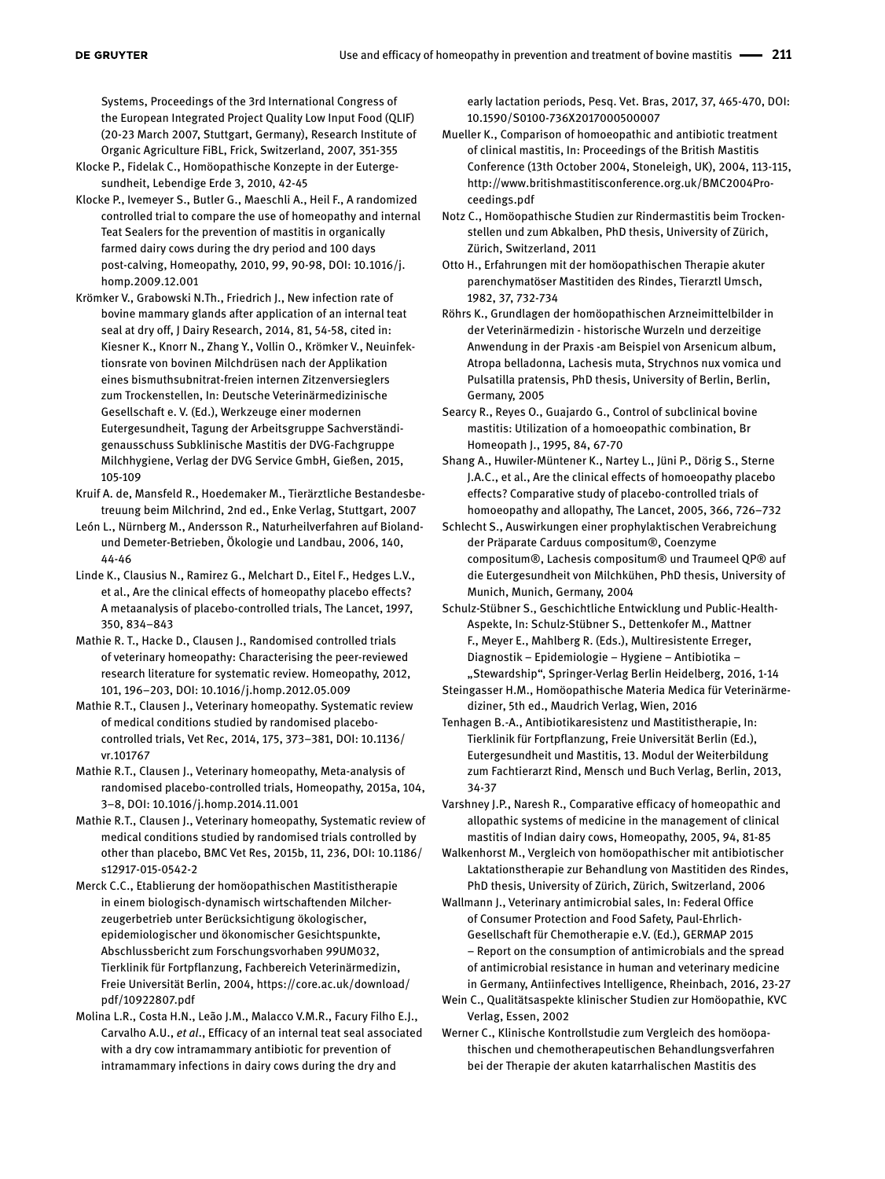Systems, Proceedings of the 3rd International Congress of the European Integrated Project Quality Low Input Food (QLIF) (20-23 March 2007, Stuttgart, Germany), Research Institute of Organic Agriculture FiBL, Frick, Switzerland, 2007, 351-355

Klocke P., Fidelak C., Homöopathische Konzepte in der Eutergesundheit, Lebendige Erde 3, 2010, 42-45

Klocke P., Ivemeyer S., Butler G., Maeschli A., Heil F., A randomized controlled trial to compare the use of homeopathy and internal Teat Sealers for the prevention of mastitis in organically farmed dairy cows during the dry period and 100 days post-calving, Homeopathy, 2010, 99, 90-98, DOI: 10.1016/j.homp.2009.12.001

Krömker V., Grabowski N.Th., Friedrich J., New infection rate of bovine mammary glands after application of an internal teat seal at dry off, J Dairy Research, 2014, 81, 54-58, cited in: Kiesner K., Knorr N., Zhang Y., Vollin O., Krömker V., Neuinfektionsrate von bovinen Milchdrüsen nach der Applikation eines bismuthsubnitrat-freien internen Zitzenversieglers zum Trockenstellen, In: Deutsche Veterinärmedizinische Gesellschaft e. V. (Ed.), Werkzeuge einer modernen Eutergesundheit, Tagung der Arbeitsgruppe Sachverständigenausschuss Subklinische Mastitis der DVG-Fachgruppe Milchhygiene, Verlag der DVG Service GmbH, Gießen, 2015, 105-109

Kruif A. de, Mansfeld R., Hoedemaker M., Tierärztliche Bestandesbetreuung beim Milchrind, 2nd ed., Enke Verlag, Stuttgart, 2007

León L., Nürnberg M., Andersson R., Naturheilverfahren auf Bioland- und Demeter-Betrieben, Ökologie und Landbau, 2006, 140, 44-46

Linde K., Clausius N., Ramirez G., Melchart D., Eitel F., Hedges L.V., et al., Are the clinical effects of homeopathy placebo effects? A metaanalysis of placebo-controlled trials, The Lancet, 1997, 350, 834–843

Mathie R. T., Hacke D., Clausen J., Randomised controlled trials of veterinary homeopathy: Characterising the peer-reviewed research literature for systematic review. Homeopathy, 2012, 101, 196–203, DOI: 10.1016/j.homp.2012.05.009

Mathie R.T., Clausen J., Veterinary homeopathy. Systematic review of medical conditions studied by randomised placebo-controlled trials, Vet Rec, 2014, 175, 373–381, DOI: 10.1136/vr.101767

Mathie R.T., Clausen J., Veterinary homeopathy, Meta-analysis of randomised placebo-controlled trials, Homeopathy, 2015a, 104, 3–8, DOI: 10.1016/j.homp.2014.11.001

Mathie R.T., Clausen J., Veterinary homeopathy, Systematic review of medical conditions studied by randomised trials controlled by other than placebo, BMC Vet Res, 2015b, 11, 236, DOI: 10.1186/s12917-015-0542-2

Merck C.C., Etablierung der homöopathischen Mastitistherapie in einem biologisch-dynamisch wirtschaftenden Milcherzeugerbetrieb unter Berücksichtigung ökologischer, epidemiologischer und ökonomischer Gesichtspunkte, Abschlussbericht zum Forschungsvorhaben 99UM032, Tierklinik für Fortpflanzung, Fachbereich Veterinärmedizin, Freie Universität Berlin, 2004, https://core.ac.uk/download/pdf/10922807.pdf

Molina L.R., Costa H.N., Leão J.M., Malacco V.M.R., Facury Filho E.J., Carvalho A.U., *et al*., Efficacy of an internal teat seal associated with a dry cow intramammary antibiotic for prevention of intramammary infections in dairy cows during the dry and early lactation periods, Pesq. Vet. Bras, 2017, 37, 465-470, DOI: 10.1590/S0100-736X2017000500007

Mueller K., Comparison of homoeopathic and antibiotic treatment of clinical mastitis, In: Proceedings of the British Mastitis Conference (13th October 2004, Stoneleigh, UK), 2004, 113-115, http://www.britishmastitisconference.org.uk/BMC2004Proceedings.pdf

Notz C., Homöopathische Studien zur Rindermastitis beim Trockenstellen und zum Abkalben, PhD thesis, University of Zürich, Zürich, Switzerland, 2011

Otto H., Erfahrungen mit der homöopathischen Therapie akuter parenchymatöser Mastitiden des Rindes, Tierarztl Umsch, 1982, 37, 732-734

Röhrs K., Grundlagen der homöopathischen Arzneimittelbilder in der Veterinärmedizin - historische Wurzeln und derzeitige Anwendung in der Praxis -am Beispiel von Arsenicum album, Atropa belladonna, Lachesis muta, Strychnos nux vomica und Pulsatilla pratensis, PhD thesis, University of Berlin, Berlin, Germany, 2005

Searcy R., Reyes O., Guajardo G., Control of subclinical bovine mastitis: Utilization of a homoeopathic combination, Br Homeopath J., 1995, 84, 67-70

Shang A., Huwiler-Müntener K., Nartey L., Jüni P., Dörig S., Sterne J.A.C., et al., Are the clinical effects of homoeopathy placebo effects? Comparative study of placebo-controlled trials of homoeopathy and allopathy, The Lancet, 2005, 366, 726–732

Schlecht S., Auswirkungen einer prophylaktischen Verabreichung der Präparate Carduus compositum®, Coenzyme compositum®, Lachesis compositum® und Traumeel QP® auf die Eutergesundheit von Milchkühen, PhD thesis, University of Munich, Munich, Germany, 2004

Schulz-Stübner S., Geschichtliche Entwicklung und Public-Health-Aspekte, In: Schulz-Stübner S., Dettenkofer M., Mattner F., Meyer E., Mahlberg R. (Eds.), Multiresistente Erreger, Diagnostik – Epidemiologie – Hygiene – Antibiotika – „Stewardship“, Springer-Verlag Berlin Heidelberg, 2016, 1-14

Steingasser H.M., Homöopathische Materia Medica für Veterinärmediziner, 5th ed., Maudrich Verlag, Wien, 2016

Tenhagen B.-A., Antibiotikaresistenz und Mastitistherapie, In: Tierklinik für Fortpflanzung, Freie Universität Berlin (Ed.), Eutergesundheit und Mastitis, 13. Modul der Weiterbildung zum Fachtierarzt Rind, Mensch und Buch Verlag, Berlin, 2013, 34-37

Varshney J.P., Naresh R., Comparative efficacy of homeopathic and allopathic systems of medicine in the management of clinical mastitis of Indian dairy cows, Homeopathy, 2005, 94, 81-85

Walkenhorst M., Vergleich von homöopathischer mit antibiotischer Laktationstherapie zur Behandlung von Mastitiden des Rindes, PhD thesis, University of Zürich, Zürich, Switzerland, 2006

Wallmann J., Veterinary antimicrobial sales, In: Federal Office of Consumer Protection and Food Safety, Paul-Ehrlich-Gesellschaft für Chemotherapie e.V. (Ed.), GERMAP 2015 – Report on the consumption of antimicrobials and the spread of antimicrobial resistance in human and veterinary medicine in Germany, Antiinfectives Intelligence, Rheinbach, 2016, 23-27

Wein C., Qualitätsaspekte klinischer Studien zur Homöopathie, KVC Verlag, Essen, 2002

Werner C., Klinische Kontrollstudie zum Vergleich des homöopathischen und chemotherapeutischen Behandlungsverfahren bei der Therapie der akuten katarrhalischen Mastitis des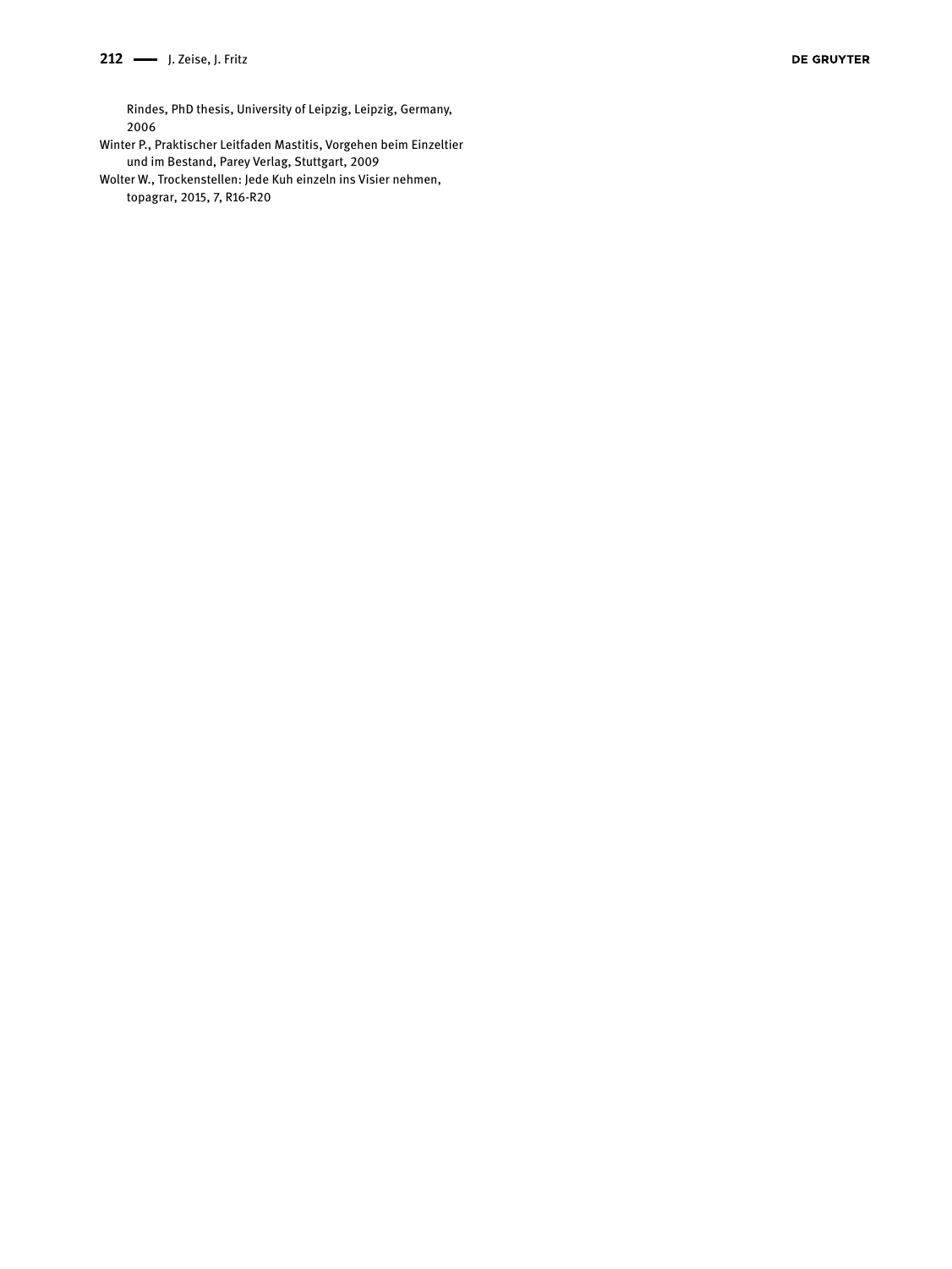Rindes, PhD thesis, University of Leipzig, Leipzig, Germany, 2006

Winter P., Praktischer Leitfaden Mastitis, Vorgehen beim Einzeltier und im Bestand, Parey Verlag, Stuttgart, 2009

Wolter W., Trockenstellen: Jede Kuh einzeln ins Visier nehmen, topagrar, 2015, 7, R16-R20